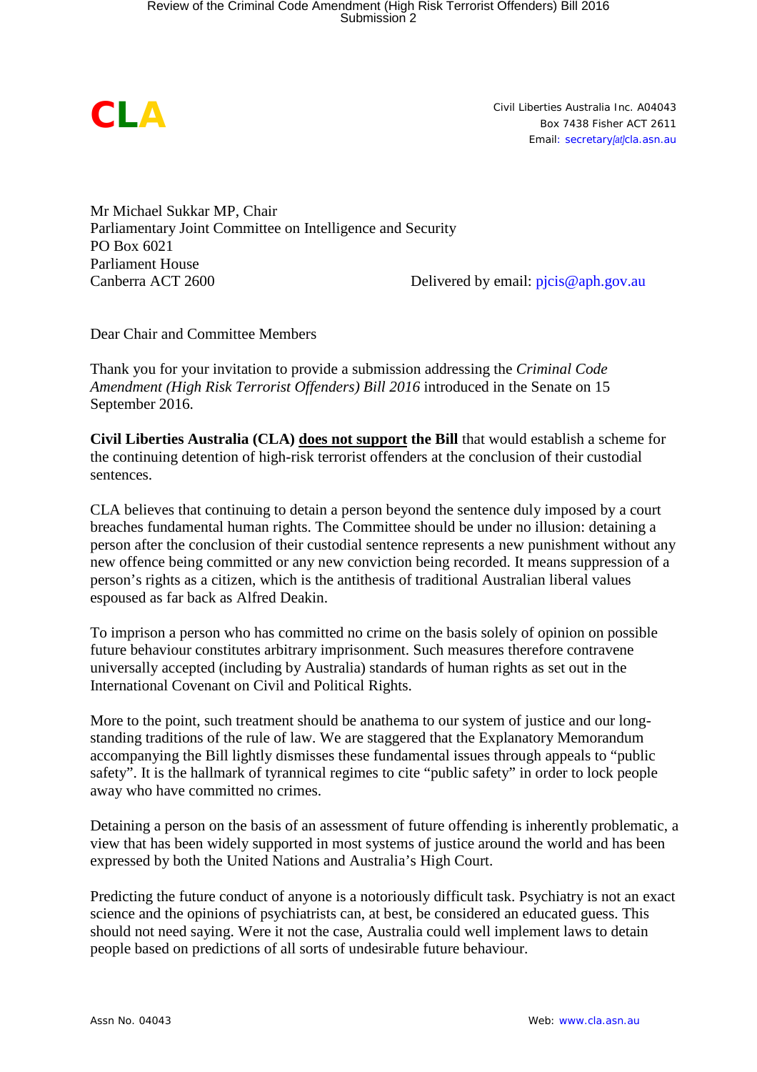**CLA**

Civil Liberties Australia Inc. A04043
Box 7438 Fisher ACT 2611
Email: secretary[at]cla.asn.au

Mr Michael Sukkar MP, Chair
Parliamentary Joint Committee on Intelligence and Security
PO Box 6021
Parliament House
Canberra ACT 2600

Delivered by email: pjcis@aph.gov.au

Dear Chair and Committee Members

Thank you for your invitation to provide a submission addressing the *Criminal Code Amendment (High Risk Terrorist Offenders) Bill 2016* introduced in the Senate on 15 September 2016.

**Civil Liberties Australia (CLA) <u>does not support</u> the Bill** that would establish a scheme for the continuing detention of high-risk terrorist offenders at the conclusion of their custodial sentences.

CLA believes that continuing to detain a person beyond the sentence duly imposed by a court breaches fundamental human rights. The Committee should be under no illusion: detaining a person after the conclusion of their custodial sentence represents a new punishment without any new offence being committed or any new conviction being recorded. It means suppression of a person's rights as a citizen, which is the antithesis of traditional Australian liberal values espoused as far back as Alfred Deakin.

To imprison a person who has committed no crime on the basis solely of opinion on possible future behaviour constitutes arbitrary imprisonment. Such measures therefore contravene universally accepted (including by Australia) standards of human rights as set out in the International Covenant on Civil and Political Rights.

More to the point, such treatment should be anathema to our system of justice and our long-standing traditions of the rule of law. We are staggered that the Explanatory Memorandum accompanying the Bill lightly dismisses these fundamental issues through appeals to "public safety". It is the hallmark of tyrannical regimes to cite "public safety" in order to lock people away who have committed no crimes.

Detaining a person on the basis of an assessment of future offending is inherently problematic, a view that has been widely supported in most systems of justice around the world and has been expressed by both the United Nations and Australia's High Court.

Predicting the future conduct of anyone is a notoriously difficult task. Psychiatry is not an exact science and the opinions of psychiatrists can, at best, be considered an educated guess. This should not need saying. Were it not the case, Australia could well implement laws to detain people based on predictions of all sorts of undesirable future behaviour.

Assn No. 04043

Web: www.cla.asn.au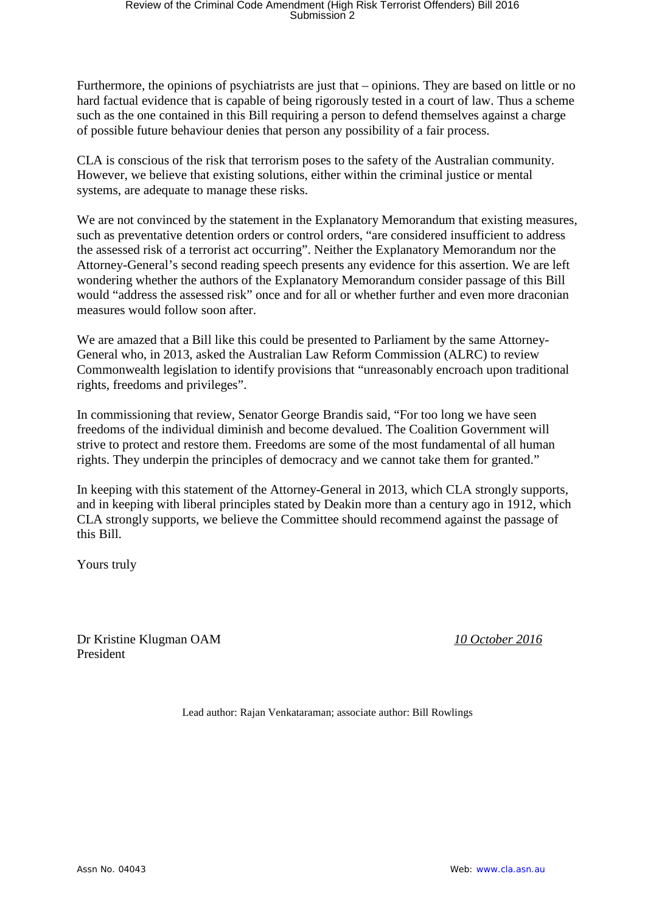Furthermore, the opinions of psychiatrists are just that – opinions. They are based on little or no hard factual evidence that is capable of being rigorously tested in a court of law. Thus a scheme such as the one contained in this Bill requiring a person to defend themselves against a charge of possible future behaviour denies that person any possibility of a fair process.

CLA is conscious of the risk that terrorism poses to the safety of the Australian community. However, we believe that existing solutions, either within the criminal justice or mental systems, are adequate to manage these risks.

We are not convinced by the statement in the Explanatory Memorandum that existing measures, such as preventative detention orders or control orders, "are considered insufficient to address the assessed risk of a terrorist act occurring". Neither the Explanatory Memorandum nor the Attorney-General's second reading speech presents any evidence for this assertion. We are left wondering whether the authors of the Explanatory Memorandum consider passage of this Bill would "address the assessed risk" once and for all or whether further and even more draconian measures would follow soon after.

We are amazed that a Bill like this could be presented to Parliament by the same Attorney-General who, in 2013, asked the Australian Law Reform Commission (ALRC) to review Commonwealth legislation to identify provisions that "unreasonably encroach upon traditional rights, freedoms and privileges".

In commissioning that review, Senator George Brandis said, "For too long we have seen freedoms of the individual diminish and become devalued. The Coalition Government will strive to protect and restore them. Freedoms are some of the most fundamental of all human rights. They underpin the principles of democracy and we cannot take them for granted."

In keeping with this statement of the Attorney-General in 2013, which CLA strongly supports, and in keeping with liberal principles stated by Deakin more than a century ago in 1912, which CLA strongly supports, we believe the Committee should recommend against the passage of this Bill.

Yours truly

Dr Kristine Klugman OAM
President

*10 October 2016*

Lead author: Rajan Venkataraman; associate author: Bill Rowlings

Assn No. 04043

Web: www.cla.asn.au